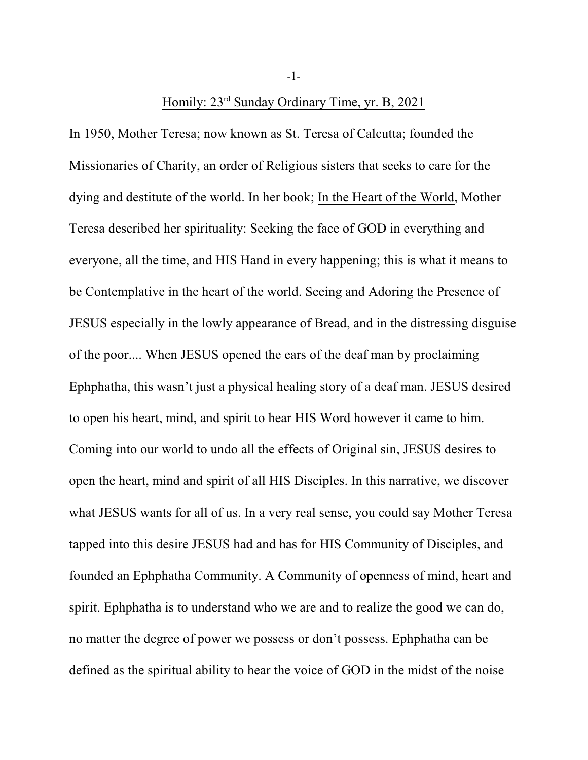# Homily: 23rd Sunday Ordinary Time, yr. B, 2021

In 1950, Mother Teresa; now known as St. Teresa of Calcutta; founded the Missionaries of Charity, an order of Religious sisters that seeks to care for the dying and destitute of the world. In her book; In the Heart of the World, Mother Teresa described her spirituality: Seeking the face of GOD in everything and everyone, all the time, and HIS Hand in every happening; this is what it means to be Contemplative in the heart of the world. Seeing and Adoring the Presence of JESUS especially in the lowly appearance of Bread, and in the distressing disguise of the poor.... When JESUS opened the ears of the deaf man by proclaiming Ephphatha, this wasn't just a physical healing story of a deaf man. JESUS desired to open his heart, mind, and spirit to hear HIS Word however it came to him. Coming into our world to undo all the effects of Original sin, JESUS desires to open the heart, mind and spirit of all HIS Disciples. In this narrative, we discover what JESUS wants for all of us. In a very real sense, you could say Mother Teresa tapped into this desire JESUS had and has for HIS Community of Disciples, and founded an Ephphatha Community. A Community of openness of mind, heart and spirit. Ephphatha is to understand who we are and to realize the good we can do, no matter the degree of power we possess or don't possess. Ephphatha can be defined as the spiritual ability to hear the voice of GOD in the midst of the noise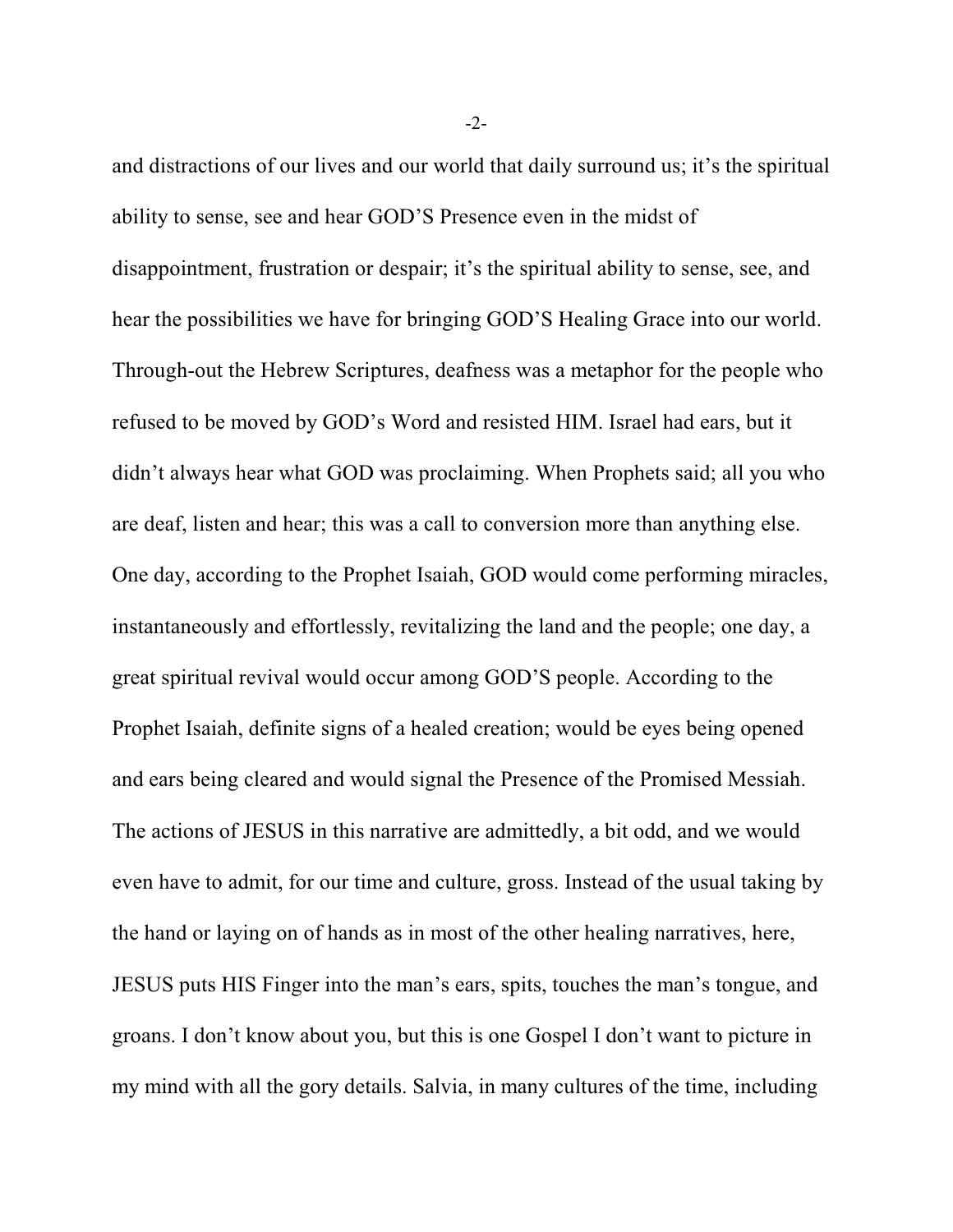and distractions of our lives and our world that daily surround us; it's the spiritual ability to sense, see and hear GOD'S Presence even in the midst of disappointment, frustration or despair; it's the spiritual ability to sense, see, and hear the possibilities we have for bringing GOD'S Healing Grace into our world. Through-out the Hebrew Scriptures, deafness was a metaphor for the people who refused to be moved by GOD's Word and resisted HIM. Israel had ears, but it didn't always hear what GOD was proclaiming. When Prophets said; all you who are deaf, listen and hear; this was a call to conversion more than anything else. One day, according to the Prophet Isaiah, GOD would come performing miracles, instantaneously and effortlessly, revitalizing the land and the people; one day, a great spiritual revival would occur among GOD'S people. According to the Prophet Isaiah, definite signs of a healed creation; would be eyes being opened and ears being cleared and would signal the Presence of the Promised Messiah. The actions of JESUS in this narrative are admittedly, a bit odd, and we would even have to admit, for our time and culture, gross. Instead of the usual taking by the hand or laying on of hands as in most of the other healing narratives, here, JESUS puts HIS Finger into the man's ears, spits, touches the man's tongue, and groans. I don't know about you, but this is one Gospel I don't want to picture in my mind with all the gory details. Salvia, in many cultures of the time, including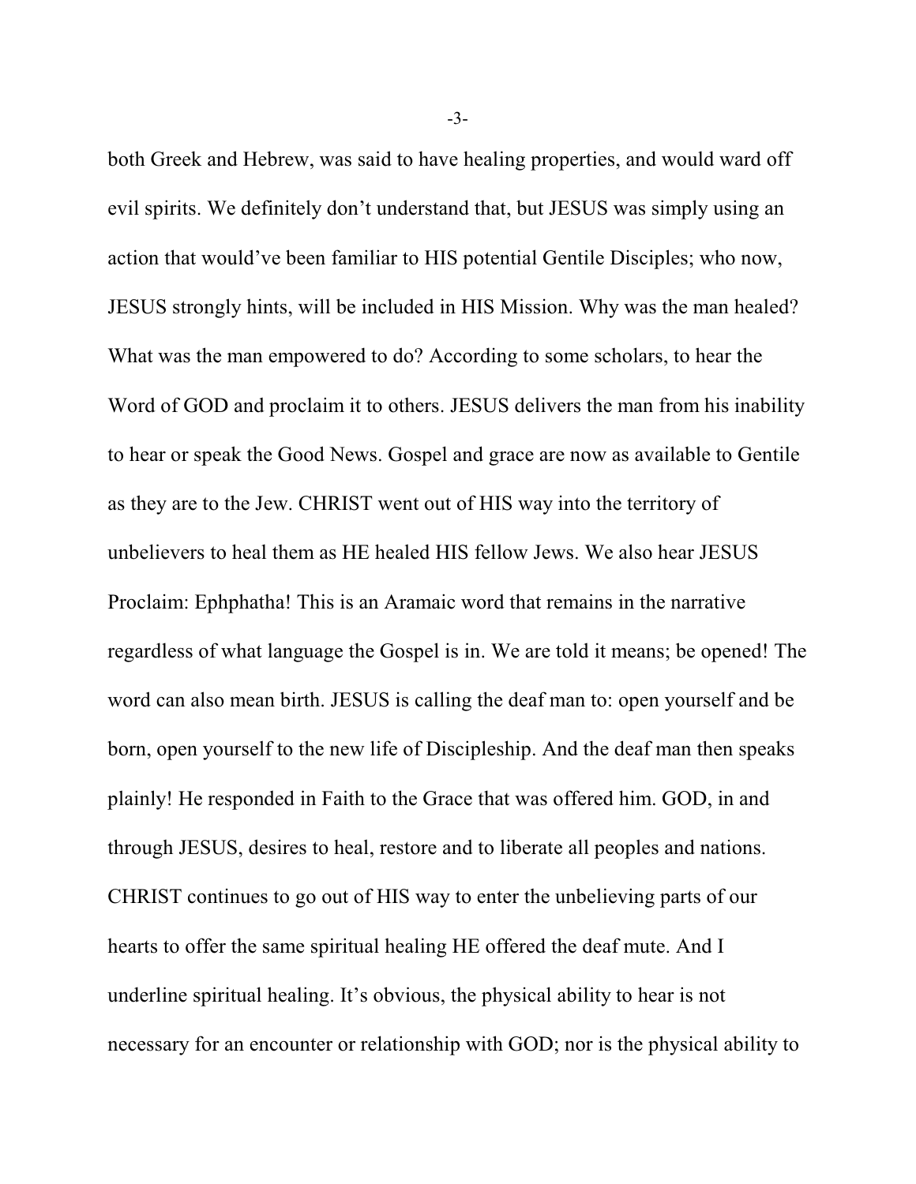both Greek and Hebrew, was said to have healing properties, and would ward off evil spirits. We definitely don't understand that, but JESUS was simply using an action that would've been familiar to HIS potential Gentile Disciples; who now, JESUS strongly hints, will be included in HIS Mission. Why was the man healed? What was the man empowered to do? According to some scholars, to hear the Word of GOD and proclaim it to others. JESUS delivers the man from his inability to hear or speak the Good News. Gospel and grace are now as available to Gentile as they are to the Jew. CHRIST went out of HIS way into the territory of unbelievers to heal them as HE healed HIS fellow Jews. We also hear JESUS Proclaim: Ephphatha! This is an Aramaic word that remains in the narrative regardless of what language the Gospel is in. We are told it means; be opened! The word can also mean birth. JESUS is calling the deaf man to: open yourself and be born, open yourself to the new life of Discipleship. And the deaf man then speaks plainly! He responded in Faith to the Grace that was offered him. GOD, in and through JESUS, desires to heal, restore and to liberate all peoples and nations. CHRIST continues to go out of HIS way to enter the unbelieving parts of our hearts to offer the same spiritual healing HE offered the deaf mute. And I underline spiritual healing. It's obvious, the physical ability to hear is not necessary for an encounter or relationship with GOD; nor is the physical ability to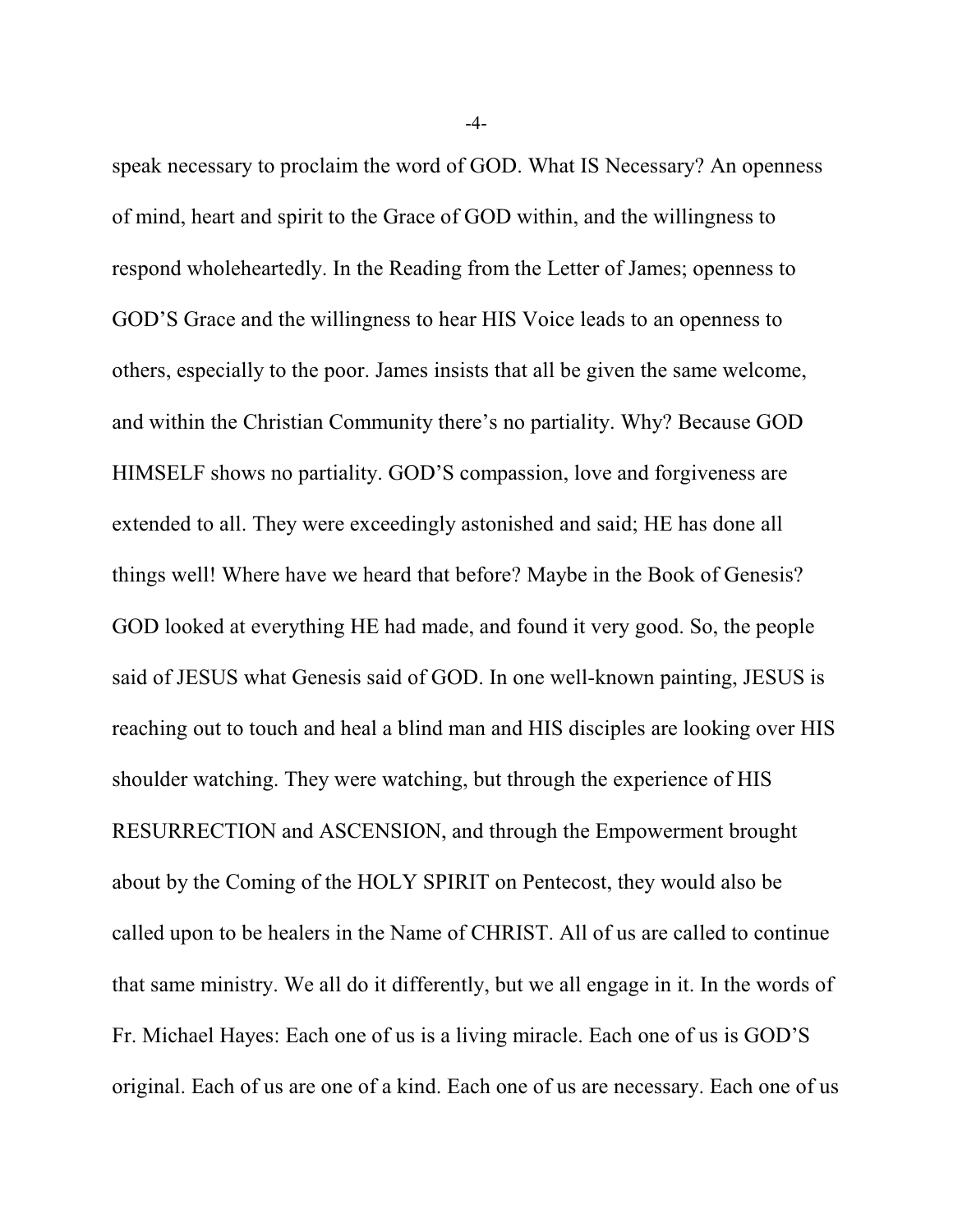speak necessary to proclaim the word of GOD. What IS Necessary? An openness of mind, heart and spirit to the Grace of GOD within, and the willingness to respond wholeheartedly. In the Reading from the Letter of James; openness to GOD'S Grace and the willingness to hear HIS Voice leads to an openness to others, especially to the poor. James insists that all be given the same welcome, and within the Christian Community there's no partiality. Why? Because GOD HIMSELF shows no partiality. GOD'S compassion, love and forgiveness are extended to all. They were exceedingly astonished and said; HE has done all things well! Where have we heard that before? Maybe in the Book of Genesis? GOD looked at everything HE had made, and found it very good. So, the people said of JESUS what Genesis said of GOD. In one well-known painting, JESUS is reaching out to touch and heal a blind man and HIS disciples are looking over HIS shoulder watching. They were watching, but through the experience of HIS RESURRECTION and ASCENSION, and through the Empowerment brought about by the Coming of the HOLY SPIRIT on Pentecost, they would also be called upon to be healers in the Name of CHRIST. All of us are called to continue that same ministry. We all do it differently, but we all engage in it. In the words of Fr. Michael Hayes: Each one of us is a living miracle. Each one of us is GOD'S original. Each of us are one of a kind. Each one of us are necessary. Each one of us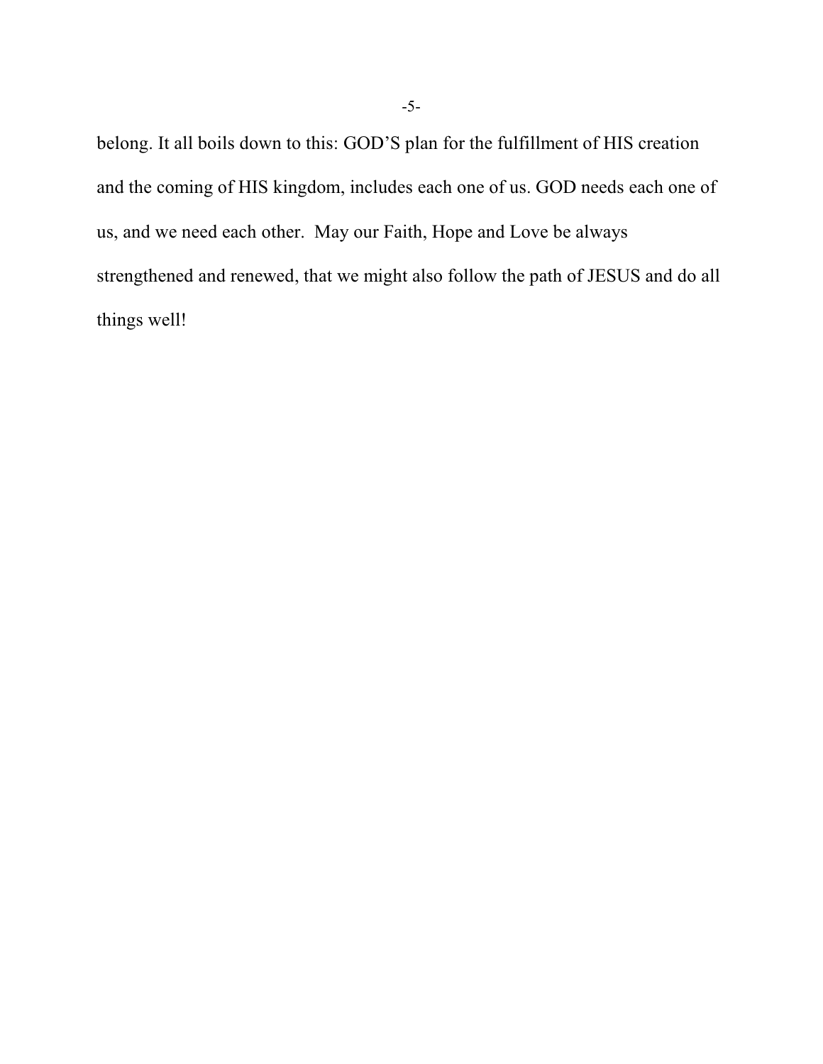belong. It all boils down to this: GOD'S plan for the fulfillment of HIS creation and the coming of HIS kingdom, includes each one of us. GOD needs each one of us, and we need each other. May our Faith, Hope and Love be always strengthened and renewed, that we might also follow the path of JESUS and do all things well!